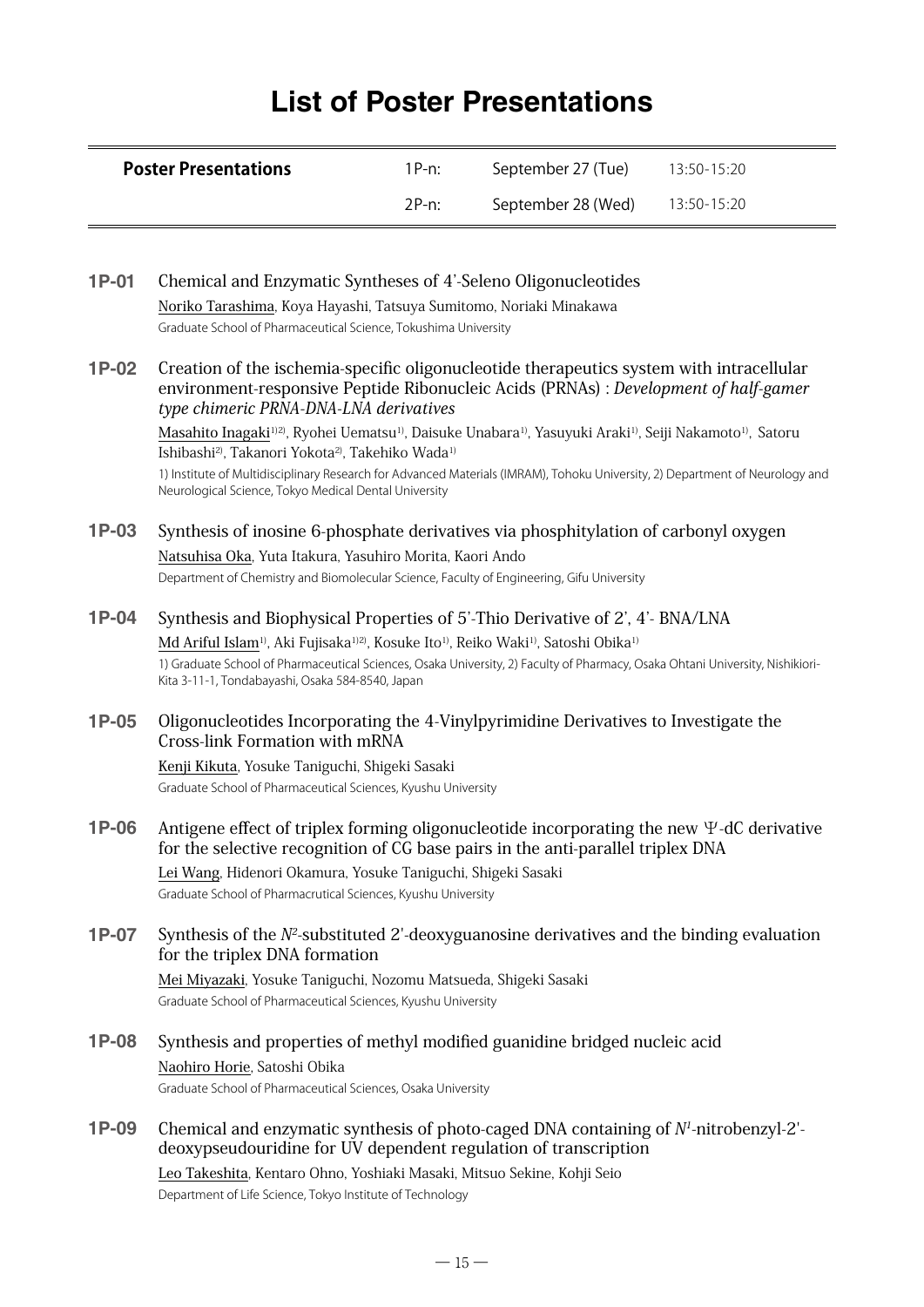# List of Poster Presentations

| Poster Presentations | 1P-n: | September 27 (Tue) | 13:50-15:20 |
|---|---|---|---|
| | 2P-n: | September 28 (Wed) | 13:50-15:20 |

**1P-01** Chemical and Enzymatic Syntheses of 4'-Seleno Oligonucleotides

Noriko Tarashima, Koya Hayashi, Tatsuya Sumitomo, Noriaki Minakawa

Graduate School of Pharmaceutical Science, Tokushima University

**1P-02** Creation of the ischemia-specific oligonucleotide therapeutics system with intracellular environment-responsive Peptide Ribonucleic Acids (PRNAs) : *Development of half-gamer type chimeric PRNA-DNA-LNA derivatives*

Masahito Inagaki[1)2)], Ryohei Uematsu[1)], Daisuke Unabara[1)], Yasuyuki Araki[1)], Seiji Nakamoto[1)], Satoru Ishibashi[2)], Takanori Yokota[2)], Takehiko Wada[1)]

1) Institute of Multidisciplinary Research for Advanced Materials (IMRAM), Tohoku University, 2) Department of Neurology and Neurological Science, Tokyo Medical Dental University

**1P-03** Synthesis of inosine 6-phosphate derivatives via phosphitylation of carbonyl oxygen

Natsuhisa Oka, Yuta Itakura, Yasuhiro Morita, Kaori Ando

Department of Chemistry and Biomolecular Science, Faculty of Engineering, Gifu University

**1P-04** Synthesis and Biophysical Properties of 5'-Thio Derivative of 2', 4'- BNA/LNA

Md Ariful Islam[1)], Aki Fujisaka[1)2)], Kosuke Ito[1)], Reiko Waki[1)], Satoshi Obika[1)]

1) Graduate School of Pharmaceutical Sciences, Osaka University, 2) Faculty of Pharmacy, Osaka Ohtani University, Nishikiori-Kita 3-11-1, Tondabayashi, Osaka 584-8540, Japan

**1P-05** Oligonucleotides Incorporating the 4-Vinylpyrimidine Derivatives to Investigate the Cross-link Formation with mRNA

Kenji Kikuta, Yosuke Taniguchi, Shigeki Sasaki

Graduate School of Pharmaceutical Sciences, Kyushu University

**1P-06** Antigene effect of triplex forming oligonucleotide incorporating the new Ψ-dC derivative for the selective recognition of CG base pairs in the anti-parallel triplex DNA

Lei Wang, Hidenori Okamura, Yosuke Taniguchi, Shigeki Sasaki

Graduate School of Pharmacrutical Sciences, Kyushu University

**1P-07** Synthesis of the $N^2$-substituted 2'-deoxyguanosine derivatives and the binding evaluation for the triplex DNA formation

Mei Miyazaki, Yosuke Taniguchi, Nozomu Matsueda, Shigeki Sasaki

Graduate School of Pharmaceutical Sciences, Kyushu University

**1P-08** Synthesis and properties of methyl modified guanidine bridged nucleic acid

Naohiro Horie, Satoshi Obika

Graduate School of Pharmaceutical Sciences, Osaka University

**1P-09** Chemical and enzymatic synthesis of photo-caged DNA containing of $N^1$-nitrobenzyl-2'-deoxypseudouridine for UV dependent regulation of transcription

Leo Takeshita, Kentaro Ohno, Yoshiaki Masaki, Mitsuo Sekine, Kohji Seio

Department of Life Science, Tokyo Institute of Technology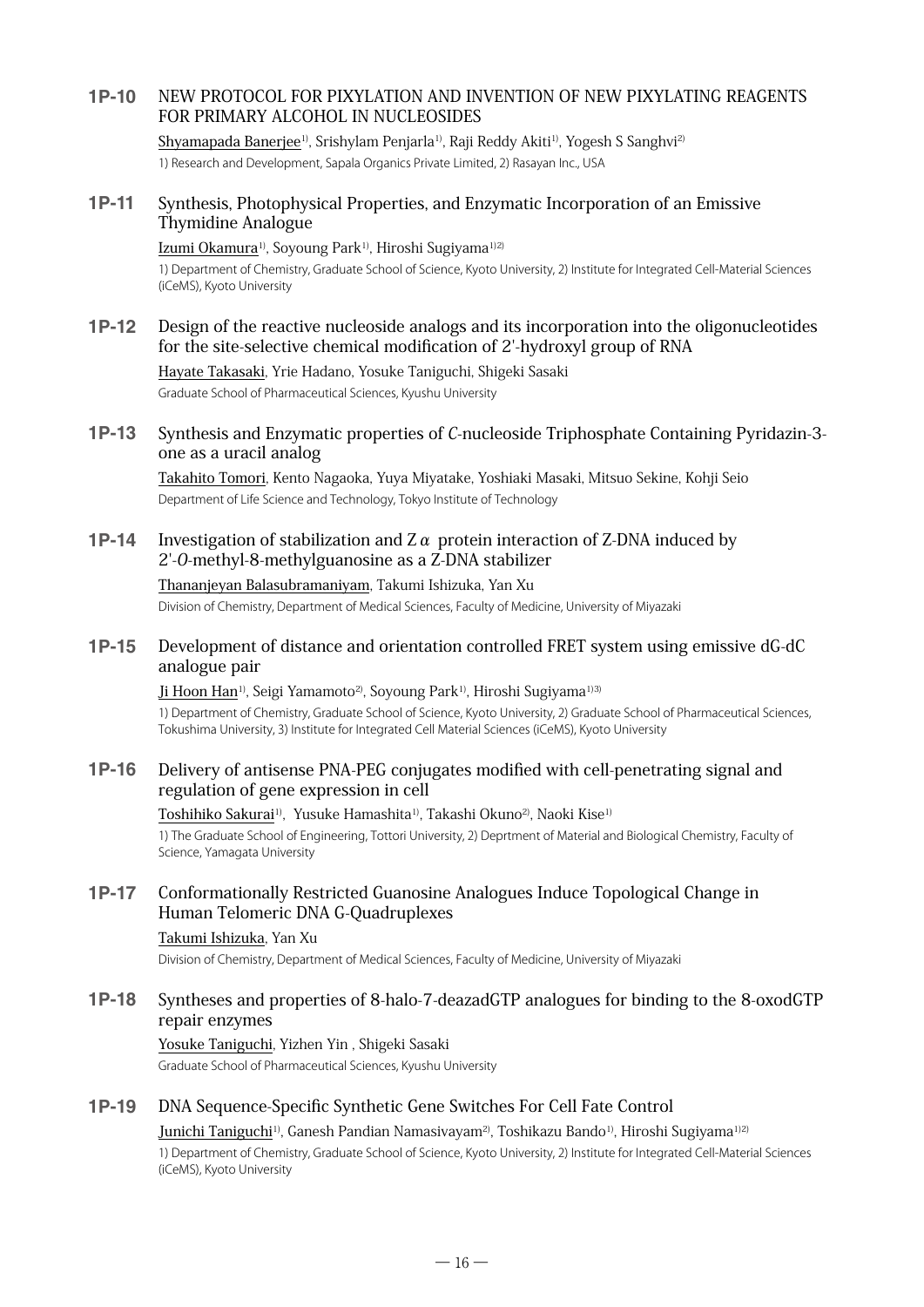**1P-10** NEW PROTOCOL FOR PIXYLATION AND INVENTION OF NEW PIXYLATING REAGENTS FOR PRIMARY ALCOHOL IN NUCLEOSIDES

Shyamapada Banerjee[1], Srishylam Penjarla[1], Raji Reddy Akiti[1], Yogesh S Sanghvi[2]

1) Research and Development, Sapala Organics Private Limited, 2) Rasayan Inc., USA

**1P-11** Synthesis, Photophysical Properties, and Enzymatic Incorporation of an Emissive Thymidine Analogue

Izumi Okamura[1], Soyoung Park[1], Hiroshi Sugiyama[1)2)]

1) Department of Chemistry, Graduate School of Science, Kyoto University, 2) Institute for Integrated Cell-Material Sciences (iCeMS), Kyoto University

**1P-12** Design of the reactive nucleoside analogs and its incorporation into the oligonucleotides for the site-selective chemical modification of 2'-hydroxyl group of RNA

Hayate Takasaki, Yrie Hadano, Yosuke Taniguchi, Shigeki Sasaki

Graduate School of Pharmaceutical Sciences, Kyushu University

**1P-13** Synthesis and Enzymatic properties of *C*-nucleoside Triphosphate Containing Pyridazin-3-one as a uracil analog

Takahito Tomori, Kento Nagaoka, Yuya Miyatake, Yoshiaki Masaki, Mitsuo Sekine, Kohji Seio

Department of Life Science and Technology, Tokyo Institute of Technology

**1P-14** Investigation of stabilization and Z$\alpha$ protein interaction of Z-DNA induced by 2'-*O*-methyl-8-methylguanosine as a Z-DNA stabilizer

Thananjeyan Balasubramaniyam, Takumi Ishizuka, Yan Xu

Division of Chemistry, Department of Medical Sciences, Faculty of Medicine, University of Miyazaki

**1P-15** Development of distance and orientation controlled FRET system using emissive dG-dC analogue pair

Ji Hoon Han[1], Seigi Yamamoto[2], Soyoung Park[1], Hiroshi Sugiyama[1)3)]

1) Department of Chemistry, Graduate School of Science, Kyoto University, 2) Graduate School of Pharmaceutical Sciences, Tokushima University, 3) Institute for Integrated Cell Material Sciences (iCeMS), Kyoto University

**1P-16** Delivery of antisense PNA-PEG conjugates modified with cell-penetrating signal and regulation of gene expression in cell

Toshihiko Sakurai[1], Yusuke Hamashita[1], Takashi Okuno[2], Naoki Kise[1]

1) The Graduate School of Engineering, Tottori University, 2) Deprtment of Material and Biological Chemistry, Faculty of Science, Yamagata University

**1P-17** Conformationally Restricted Guanosine Analogues Induce Topological Change in Human Telomeric DNA G-Quadruplexes

Takumi Ishizuka, Yan Xu

Division of Chemistry, Department of Medical Sciences, Faculty of Medicine, University of Miyazaki

**1P-18** Syntheses and properties of 8-halo-7-deazadGTP analogues for binding to the 8-oxodGTP repair enzymes

Yosuke Taniguchi, Yizhen Yin , Shigeki Sasaki

Graduate School of Pharmaceutical Sciences, Kyushu University

**1P-19** DNA Sequence-Specific Synthetic Gene Switches For Cell Fate Control

Junichi Taniguchi[1], Ganesh Pandian Namasivayam[2], Toshikazu Bando[1], Hiroshi Sugiyama[1)2)]

1) Department of Chemistry, Graduate School of Science, Kyoto University, 2) Institute for Integrated Cell-Material Sciences (iCeMS), Kyoto University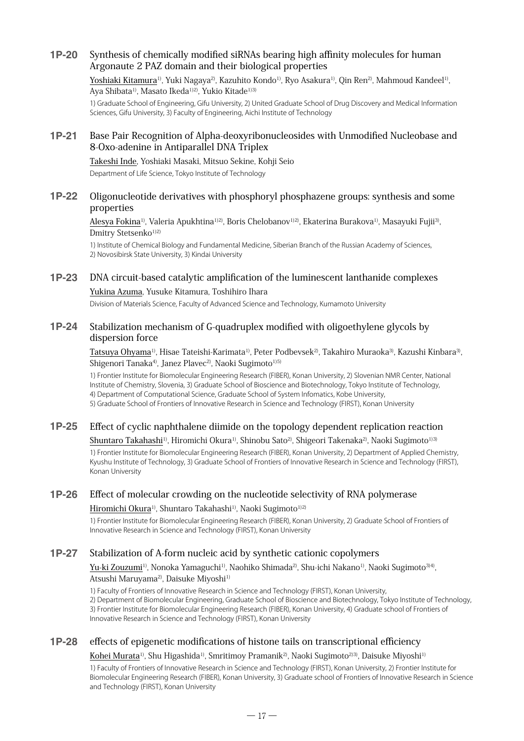### 1P-20 Synthesis of chemically modified siRNAs bearing high affinity molecules for human Argonaute 2 PAZ domain and their biological properties

Yoshiaki Kitamura[1], Yuki Nagaya[2], Kazuhito Kondo[1], Ryo Asakura[1], Qin Ren[2], Mahmoud Kandeel[1], Aya Shibata[1], Masato Ikeda[1)2)], Yukio Kitade[1)3)]

1) Graduate School of Engineering, Gifu University, 2) United Graduate School of Drug Discovery and Medical Information Sciences, Gifu University, 3) Faculty of Engineering, Aichi Institute of Technology

### 1P-21 Base Pair Recognition of Alpha-deoxyribonucleosides with Unmodified Nucleobase and 8-Oxo-adenine in Antiparallel DNA Triplex

Takeshi Inde, Yoshiaki Masaki, Mitsuo Sekine, Kohji Seio

Department of Life Science, Tokyo Institute of Technology

### 1P-22 Oligonucleotide derivatives with phosphoryl phosphazene groups: synthesis and some properties

Alesya Fokina[1], Valeria Apukhtina[1)2)], Boris Chelobanov[1)2)], Ekaterina Burakova[1], Masayuki Fujii[3], Dmitry Stetsenko[1)2)]

1) Institute of Chemical Biology and Fundamental Medicine, Siberian Branch of the Russian Academy of Sciences, 2) Novosibirsk State University, 3) Kindai University

### 1P-23 DNA circuit-based catalytic amplification of the luminescent lanthanide complexes

Yukina Azuma, Yusuke Kitamura, Toshihiro Ihara

Division of Materials Science, Faculty of Advanced Science and Technology, Kumamoto University

### 1P-24 Stabilization mechanism of G-quadruplex modified with oligoethylene glycols by dispersion force

Tatsuya Ohyama[1], Hisae Tateishi-Karimata[1], Peter Podbevsek[2], Takahiro Muraoka[3], Kazushi Kinbara[3], Shigenori Tanaka[4], Janez Plavec[2], Naoki Sugimoto[1)5)]

1) Frontier Institute for Biomolecular Engineering Research (FIBER), Konan University, 2) Slovenian NMR Center, National Institute of Chemistry, Slovenia, 3) Graduate School of Bioscience and Biotechnology, Tokyo Institute of Technology, 4) Department of Computational Science, Graduate School of System Infomatics, Kobe University, 5) Graduate School of Frontiers of Innovative Research in Science and Technology (FIRST), Konan University

### 1P-25 Effect of cyclic naphthalene diimide on the topology dependent replication reaction

Shuntaro Takahashi[1], Hiromichi Okura[1], Shinobu Sato[2], Shigeori Takenaka[2], Naoki Sugimoto[1)3)]

1) Frontier Institute for Biomolecular Engineering Research (FIBER), Konan University, 2) Department of Applied Chemistry, Kyushu Institute of Technology, 3) Graduate School of Frontiers of Innovative Research in Science and Technology (FIRST), Konan University

### 1P-26 Effect of molecular crowding on the nucleotide selectivity of RNA polymerase

Hiromichi Okura[1], Shuntaro Takahashi[1], Naoki Sugimoto[1)2)]

1) Frontier Institute for Biomolecular Engineering Research (FIBER), Konan University, 2) Graduate School of Frontiers of Innovative Research in Science and Technology (FIRST), Konan University

### 1P-27 Stabilization of A-form nucleic acid by synthetic cationic copolymers

Yu-ki Zouzumi[1], Nonoka Yamaguchi[1], Naohiko Shimada[2], Shu-ichi Nakano[1], Naoki Sugimoto[3)4)], Atsushi Maruyama[2], Daisuke Miyoshi[1]

1) Faculty of Frontiers of Innovative Research in Science and Technology (FIRST), Konan University,
2) Department of Biomolecular Engineering, Graduate School of Bioscience and Biotechnology, Tokyo Institute of Technology,
3) Frontier Institute for Biomolecular Engineering Research (FIBER), Konan University, 4) Graduate school of Frontiers of Innovative Research in Science and Technology (FIRST), Konan University

### 1P-28 effects of epigenetic modifications of histone tails on transcriptional efficiency

Kohei Murata[1], Shu Higashida[1], Smritimoy Pramanik[2], Naoki Sugimoto[2)3)], Daisuke Miyoshi[1]

1) Faculty of Frontiers of Innovative Research in Science and Technology (FIRST), Konan University, 2) Frontier Institute for Biomolecular Engineering Research (FIBER), Konan University, 3) Graduate school of Frontiers of Innovative Research in Science and Technology (FIRST), Konan University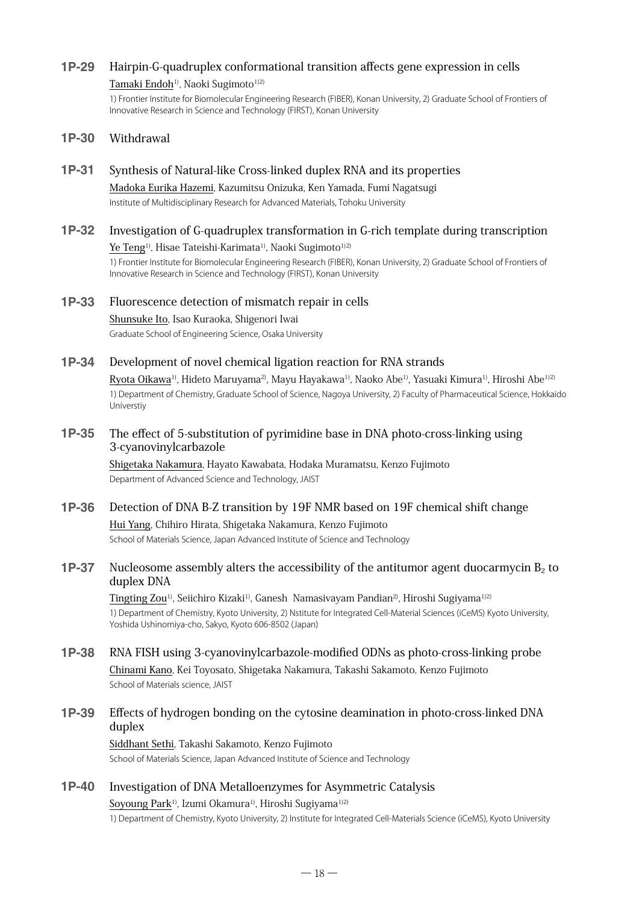**1P-29** Hairpin-G-quadruplex conformational transition affects gene expression in cells

Tamaki Endoh[1)], Naoki Sugimoto[1)2)]

1) Frontier Institute for Biomolecular Engineering Research (FIBER), Konan University, 2) Graduate School of Frontiers of Innovative Research in Science and Technology (FIRST), Konan University

**1P-30** Withdrawal

**1P-31** Synthesis of Natural-like Cross-linked duplex RNA and its properties

Madoka Eurika Hazemi, Kazumitsu Onizuka, Ken Yamada, Fumi Nagatsugi

Institute of Multidisciplinary Research for Advanced Materials, Tohoku University

**1P-32** Investigation of G-quadruplex transformation in G-rich template during transcription

Ye Teng[1)], Hisae Tateishi-Karimata[1)], Naoki Sugimoto[1)2)]

1) Frontier Institute for Biomolecular Engineering Research (FIBER), Konan University, 2) Graduate School of Frontiers of Innovative Research in Science and Technology (FIRST), Konan University

**1P-33** Fluorescence detection of mismatch repair in cells

Shunsuke Ito, Isao Kuraoka, Shigenori Iwai

Graduate School of Engineering Science, Osaka University

**1P-34** Development of novel chemical ligation reaction for RNA strands

Ryota Oikawa[1)], Hideto Maruyama[2)], Mayu Hayakawa[1)], Naoko Abe[1)], Yasuaki Kimura[1)], Hiroshi Abe[1)2)]

1) Department of Chemistry, Graduate School of Science, Nagoya University, 2) Faculty of Pharmaceutical Science, Hokkaido Universtiy

**1P-35** The effect of 5-substitution of pyrimidine base in DNA photo-cross-linking using 3-cyanovinylcarbazole

Shigetaka Nakamura, Hayato Kawabata, Hodaka Muramatsu, Kenzo Fujimoto

Department of Advanced Science and Technology, JAIST

**1P-36** Detection of DNA B-Z transition by 19F NMR based on 19F chemical shift change

Hui Yang, Chihiro Hirata, Shigetaka Nakamura, Kenzo Fujimoto

School of Materials Science, Japan Advanced Institute of Science and Technology

**1P-37** Nucleosome assembly alters the accessibility of the antitumor agent duocarmycin $B_2$ to duplex DNA

Tingting Zou[1)], Seiichiro Kizaki[1)], Ganesh Namasivayam Pandian[2)], Hiroshi Sugiyama[1)2)]

1) Department of Chemistry, Kyoto University, 2) Nstitute for Integrated Cell-Material Sciences (iCeMS) Kyoto University, Yoshida Ushinomiya-cho, Sakyo, Kyoto 606-8502 (Japan)

**1P-38** RNA FISH using 3-cyanovinylcarbazole-modified ODNs as photo-cross-linking probe

Chinami Kano, Kei Toyosato, Shigetaka Nakamura, Takashi Sakamoto, Kenzo Fujimoto

School of Materials science, JAIST

**1P-39** Effects of hydrogen bonding on the cytosine deamination in photo-cross-linked DNA duplex

Siddhant Sethi, Takashi Sakamoto, Kenzo Fujimoto

School of Materials Science, Japan Advanced Institute of Science and Technology

**1P-40** Investigation of DNA Metalloenzymes for Asymmetric Catalysis

Soyoung Park[1)], Izumi Okamura[1)], Hiroshi Sugiyama[1)2)]

1) Department of Chemistry, Kyoto University, 2) Institute for Integrated Cell-Materials Science (iCeMS), Kyoto University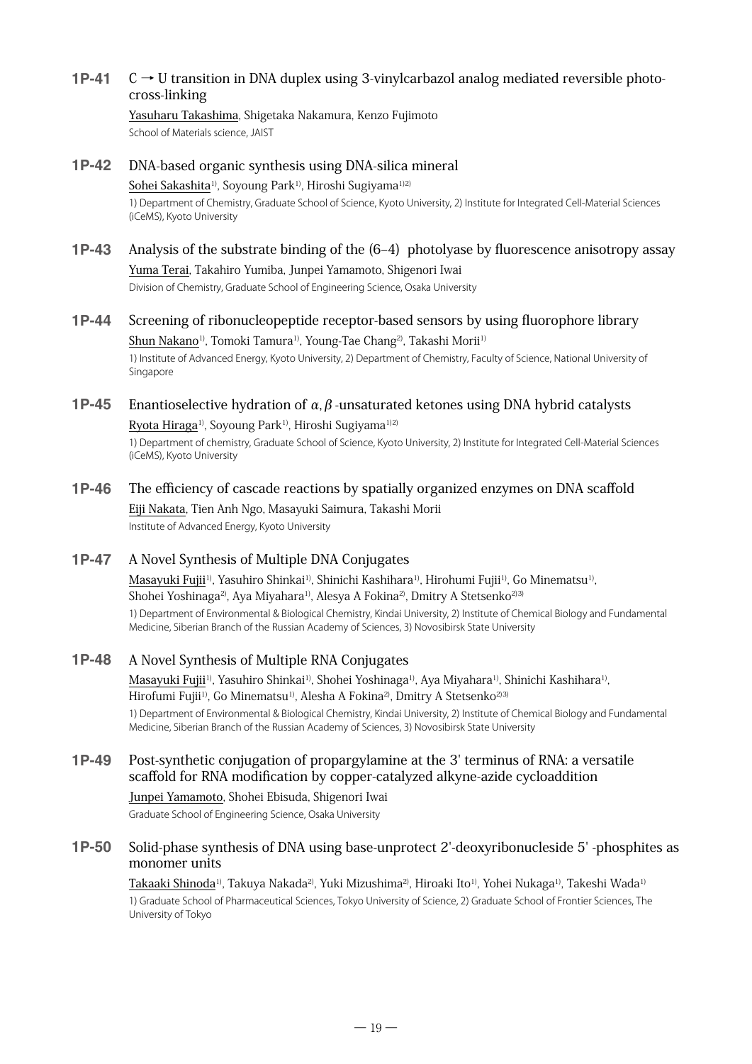**1P-41** C → U transition in DNA duplex using 3-vinylcarbazol analog mediated reversible photo-cross-linking

Yasuharu Takashima, Shigetaka Nakamura, Kenzo Fujimoto
School of Materials science, JAIST

**1P-42** DNA-based organic synthesis using DNA-silica mineral

Sohei Sakashita[1)], Soyoung Park[1)], Hiroshi Sugiyama[1)2)]
1) Department of Chemistry, Graduate School of Science, Kyoto University, 2) Institute for Integrated Cell-Material Sciences (iCeMS), Kyoto University

**1P-43** Analysis of the substrate binding of the (6–4) photolyase by fluorescence anisotropy assay

Yuma Terai, Takahiro Yumiba, Junpei Yamamoto, Shigenori Iwai
Division of Chemistry, Graduate School of Engineering Science, Osaka University

**1P-44** Screening of ribonucleopeptide receptor-based sensors by using fluorophore library

Shun Nakano[1)], Tomoki Tamura[1)], Young-Tae Chang[2)], Takashi Morii[1)]
1) Institute of Advanced Energy, Kyoto University, 2) Department of Chemistry, Faculty of Science, National University of Singapore

**1P-45** Enantioselective hydration of $\alpha,\beta$-unsaturated ketones using DNA hybrid catalysts

Ryota Hiraga[1)], Soyoung Park[1)], Hiroshi Sugiyama[1)2)]
1) Department of chemistry, Graduate School of Science, Kyoto University, 2) Institute for Integrated Cell-Material Sciences (iCeMS), Kyoto University

**1P-46** The efficiency of cascade reactions by spatially organized enzymes on DNA scaffold

Eiji Nakata, Tien Anh Ngo, Masayuki Saimura, Takashi Morii
Institute of Advanced Energy, Kyoto University

**1P-47** A Novel Synthesis of Multiple DNA Conjugates

Masayuki Fujii[1)], Yasuhiro Shinkai[1)], Shinichi Kashihara[1)], Hirohumi Fujii[1)], Go Minematsu[1)], Shohei Yoshinaga[2)], Aya Miyahara[1)], Alesya A Fokina[2)], Dmitry A Stetsenko[2)3)]
1) Department of Environmental & Biological Chemistry, Kindai University, 2) Institute of Chemical Biology and Fundamental Medicine, Siberian Branch of the Russian Academy of Sciences, 3) Novosibirsk State University

**1P-48** A Novel Synthesis of Multiple RNA Conjugates

Masayuki Fujii[1)], Yasuhiro Shinkai[1)], Shohei Yoshinaga[1)], Aya Miyahara[1)], Shinichi Kashihara[1)], Hirofumi Fujii[1)], Go Minematsu[1)], Alesha A Fokina[2)], Dmitry A Stetsenko[2)3)]
1) Department of Environmental & Biological Chemistry, Kindai University, 2) Institute of Chemical Biology and Fundamental Medicine, Siberian Branch of the Russian Academy of Sciences, 3) Novosibirsk State University

**1P-49** Post-synthetic conjugation of propargylamine at the 3' terminus of RNA: a versatile scaffold for RNA modification by copper-catalyzed alkyne-azide cycloaddition

Junpei Yamamoto, Shohei Ebisuda, Shigenori Iwai
Graduate School of Engineering Science, Osaka University

**1P-50** Solid-phase synthesis of DNA using base-unprotect 2'-deoxyribonucleside 5' -phosphites as monomer units

Takaaki Shinoda[1)], Takuya Nakada[2)], Yuki Mizushima[2)], Hiroaki Ito[1)], Yohei Nukaga[1)], Takeshi Wada[1)]
1) Graduate School of Pharmaceutical Sciences, Tokyo University of Science, 2) Graduate School of Frontier Sciences, The University of Tokyo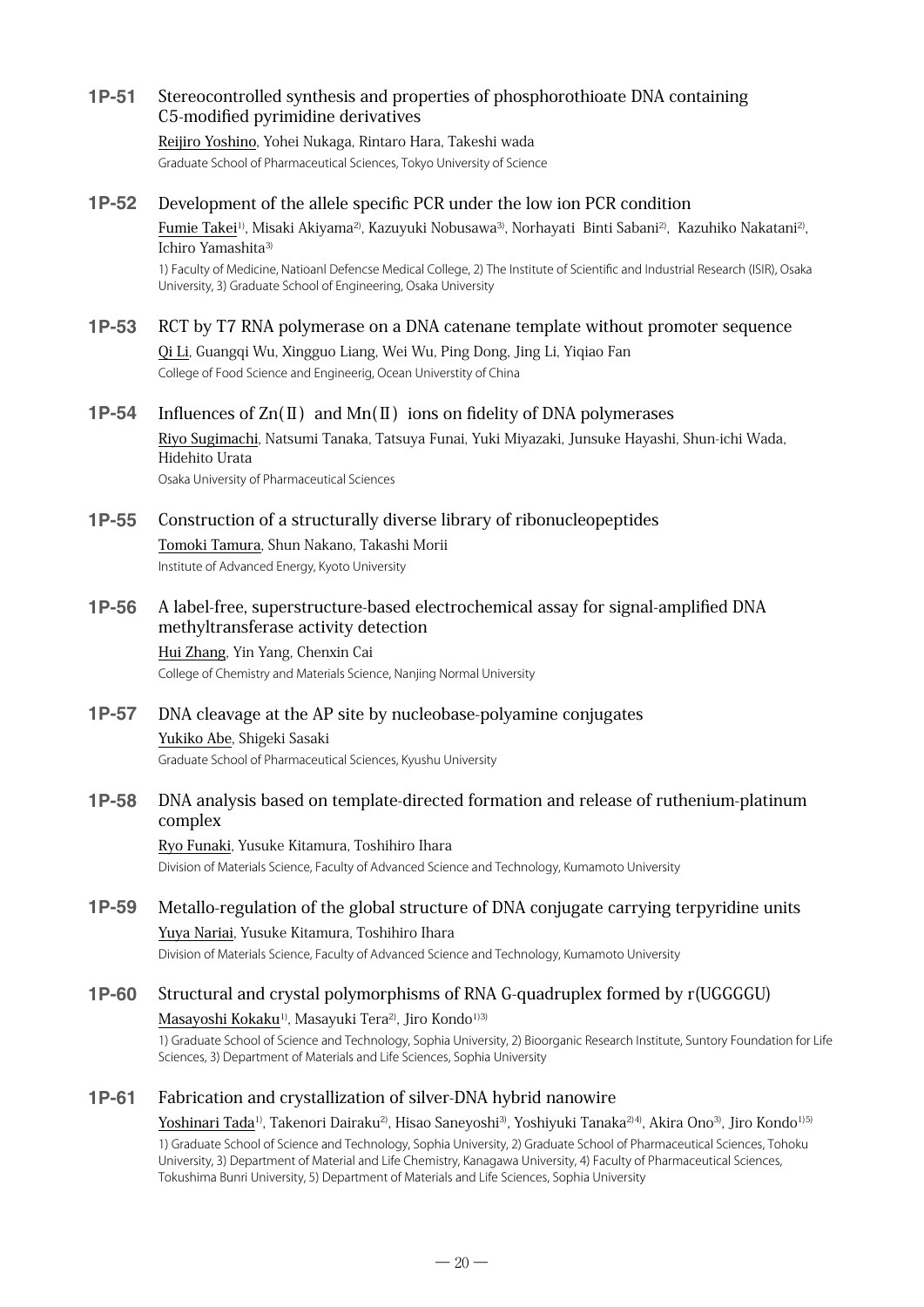**1P-51** Stereocontrolled synthesis and properties of phosphorothioate DNA containing C5-modified pyrimidine derivatives

Reijiro Yoshino, Yohei Nukaga, Rintaro Hara, Takeshi wada

Graduate School of Pharmaceutical Sciences, Tokyo University of Science

**1P-52** Development of the allele specific PCR under the low ion PCR condition

Fumie Takei[1], Misaki Akiyama[2], Kazuyuki Nobusawa[3], Norhayati Binti Sabani[2], Kazuhiko Nakatani[2], Ichiro Yamashita[3]

1) Faculty of Medicine, Natioanl Defencse Medical College, 2) The Institute of Scientific and Industrial Research (ISIR), Osaka University, 3) Graduate School of Engineering, Osaka University

**1P-53** RCT by T7 RNA polymerase on a DNA catenane template without promoter sequence

Qi Li, Guangqi Wu, Xingguo Liang, Wei Wu, Ping Dong, Jing Li, Yiqiao Fan

College of Food Science and Engineerig, Ocean Universtity of China

**1P-54** Influences of Zn(Ⅱ) and Mn(Ⅱ) ions on fidelity of DNA polymerases

Riyo Sugimachi, Natsumi Tanaka, Tatsuya Funai, Yuki Miyazaki, Junsuke Hayashi, Shun-ichi Wada, Hidehito Urata

Osaka University of Pharmaceutical Sciences

**1P-55** Construction of a structurally diverse library of ribonucleopeptides

Tomoki Tamura, Shun Nakano, Takashi Morii

Institute of Advanced Energy, Kyoto University

**1P-56** A label-free, superstructure-based electrochemical assay for signal-amplified DNA methyltransferase activity detection

Hui Zhang, Yin Yang, Chenxin Cai

College of Chemistry and Materials Science, Nanjing Normal University

**1P-57** DNA cleavage at the AP site by nucleobase-polyamine conjugates

Yukiko Abe, Shigeki Sasaki

Graduate School of Pharmaceutical Sciences, Kyushu University

**1P-58** DNA analysis based on template-directed formation and release of ruthenium-platinum complex

Ryo Funaki, Yusuke Kitamura, Toshihiro Ihara

Division of Materials Science, Faculty of Advanced Science and Technology, Kumamoto University

**1P-59** Metallo-regulation of the global structure of DNA conjugate carrying terpyridine units

Yuya Nariai, Yusuke Kitamura, Toshihiro Ihara

Division of Materials Science, Faculty of Advanced Science and Technology, Kumamoto University

**1P-60** Structural and crystal polymorphisms of RNA G-quadruplex formed by r(UGGGGU)

Masayoshi Kokaku[1], Masayuki Tera[2], Jiro Kondo[1,3]

1) Graduate School of Science and Technology, Sophia University, 2) Bioorganic Research Institute, Suntory Foundation for Life Sciences, 3) Department of Materials and Life Sciences, Sophia University

**1P-61** Fabrication and crystallization of silver-DNA hybrid nanowire

Yoshinari Tada[1], Takenori Dairaku[2], Hisao Saneyoshi[3], Yoshiyuki Tanaka[2,4], Akira Ono[3], Jiro Kondo[1,5]

1) Graduate School of Science and Technology, Sophia University, 2) Graduate School of Pharmaceutical Sciences, Tohoku University, 3) Department of Material and Life Chemistry, Kanagawa University, 4) Faculty of Pharmaceutical Sciences, Tokushima Bunri University, 5) Department of Materials and Life Sciences, Sophia University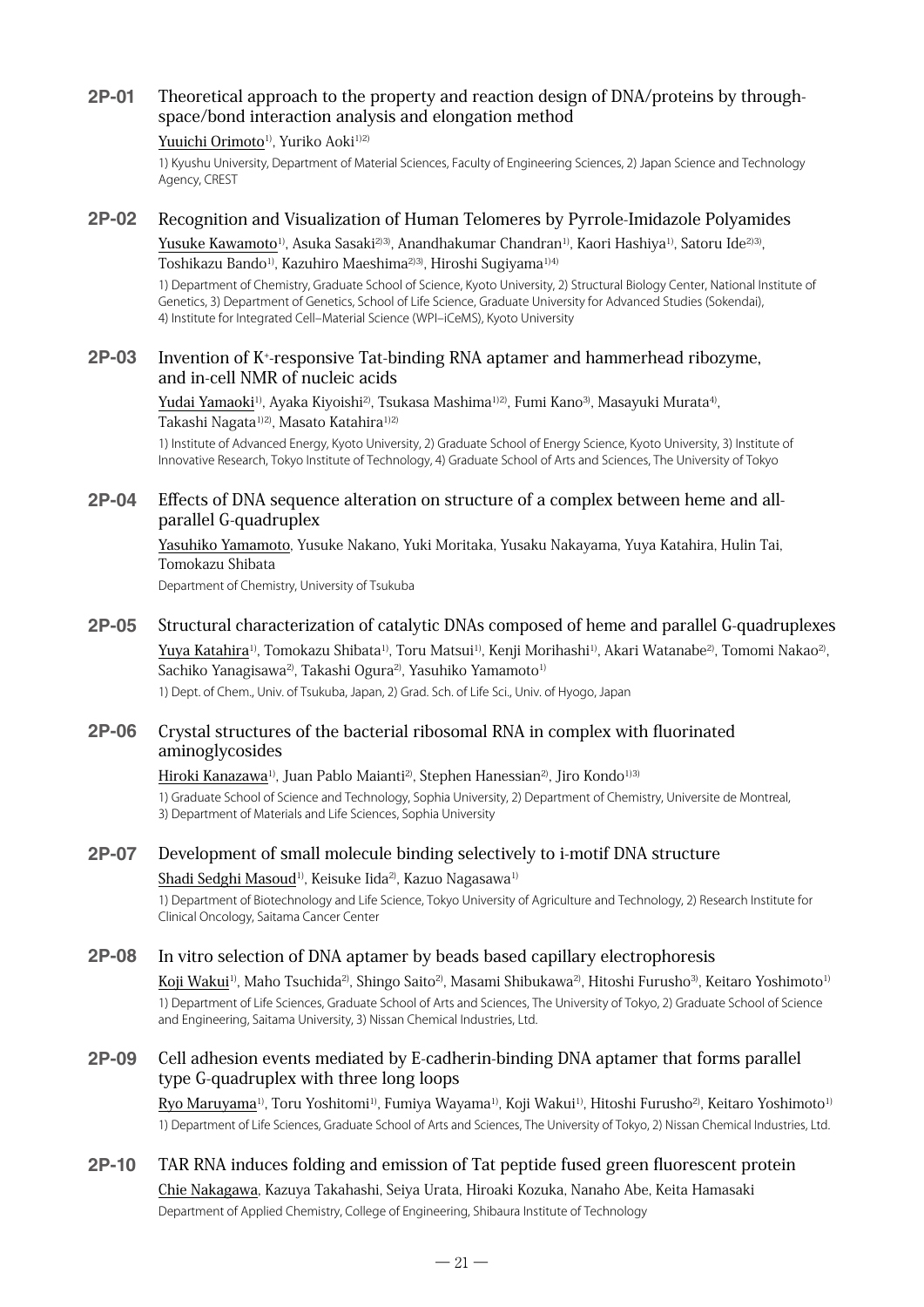## 2P-01 Theoretical approach to the property and reaction design of DNA/proteins by through-space/bond interaction analysis and elongation method

Yuuichi Orimoto[1], Yuriko Aoki[1)2]

1) Kyushu University, Department of Material Sciences, Faculty of Engineering Sciences, 2) Japan Science and Technology Agency, CREST

## 2P-02 Recognition and Visualization of Human Telomeres by Pyrrole-Imidazole Polyamides

Yusuke Kawamoto[1], Asuka Sasaki[2)3], Anandhakumar Chandran[1], Kaori Hashiya[1], Satoru Ide[2)3], Toshikazu Bando[1], Kazuhiro Maeshima[2)3], Hiroshi Sugiyama[1)4]

1) Department of Chemistry, Graduate School of Science, Kyoto University, 2) Structural Biology Center, National Institute of Genetics, 3) Department of Genetics, School of Life Science, Graduate University for Advanced Studies (Sokendai), 4) Institute for Integrated Cell–Material Science (WPI–iCeMS), Kyoto University

## 2P-03 Invention of $K^+$-responsive Tat-binding RNA aptamer and hammerhead ribozyme, and in-cell NMR of nucleic acids

Yudai Yamaoki[1], Ayaka Kiyoishi[2], Tsukasa Mashima[1)2], Fumi Kano[3], Masayuki Murata[4], Takashi Nagata[1)2], Masato Katahira[1)2]

1) Institute of Advanced Energy, Kyoto University, 2) Graduate School of Energy Science, Kyoto University, 3) Institute of Innovative Research, Tokyo Institute of Technology, 4) Graduate School of Arts and Sciences, The University of Tokyo

## 2P-04 Effects of DNA sequence alteration on structure of a complex between heme and all-parallel G-quadruplex

Yasuhiko Yamamoto, Yusuke Nakano, Yuki Moritaka, Yusaku Nakayama, Yuya Katahira, Hulin Tai, Tomokazu Shibata

Department of Chemistry, University of Tsukuba

## 2P-05 Structural characterization of catalytic DNAs composed of heme and parallel G-quadruplexes

Yuya Katahira[1], Tomokazu Shibata[1], Toru Matsui[1], Kenji Morihashi[1], Akari Watanabe[2], Tomomi Nakao[2], Sachiko Yanagisawa[2], Takashi Ogura[2], Yasuhiko Yamamoto[1]

1) Dept. of Chem., Univ. of Tsukuba, Japan, 2) Grad. Sch. of Life Sci., Univ. of Hyogo, Japan

## 2P-06 Crystal structures of the bacterial ribosomal RNA in complex with fluorinated aminoglycosides

Hiroki Kanazawa[1], Juan Pablo Maianti[2], Stephen Hanessian[2], Jiro Kondo[1)3]

1) Graduate School of Science and Technology, Sophia University, 2) Department of Chemistry, Universite de Montreal, 3) Department of Materials and Life Sciences, Sophia University

## 2P-07 Development of small molecule binding selectively to i-motif DNA structure

Shadi Sedghi Masoud[1], Keisuke Iida[2], Kazuo Nagasawa[1]

1) Department of Biotechnology and Life Science, Tokyo University of Agriculture and Technology, 2) Research Institute for Clinical Oncology, Saitama Cancer Center

## 2P-08 In vitro selection of DNA aptamer by beads based capillary electrophoresis

Koji Wakui[1], Maho Tsuchida[2], Shingo Saito[2], Masami Shibukawa[2], Hitoshi Furusho[3], Keitaro Yoshimoto[1]

1) Department of Life Sciences, Graduate School of Arts and Sciences, The University of Tokyo, 2) Graduate School of Science and Engineering, Saitama University, 3) Nissan Chemical Industries, Ltd.

## 2P-09 Cell adhesion events mediated by E-cadherin-binding DNA aptamer that forms parallel type G-quadruplex with three long loops

Ryo Maruyama[1], Toru Yoshitomi[1], Fumiya Wayama[1], Koji Wakui[1], Hitoshi Furusho[2], Keitaro Yoshimoto[1]

1) Department of Life Sciences, Graduate School of Arts and Sciences, The University of Tokyo, 2) Nissan Chemical Industries, Ltd.

## 2P-10 TAR RNA induces folding and emission of Tat peptide fused green fluorescent protein

Chie Nakagawa, Kazuya Takahashi, Seiya Urata, Hiroaki Kozuka, Nanaho Abe, Keita Hamasaki

Department of Applied Chemistry, College of Engineering, Shibaura Institute of Technology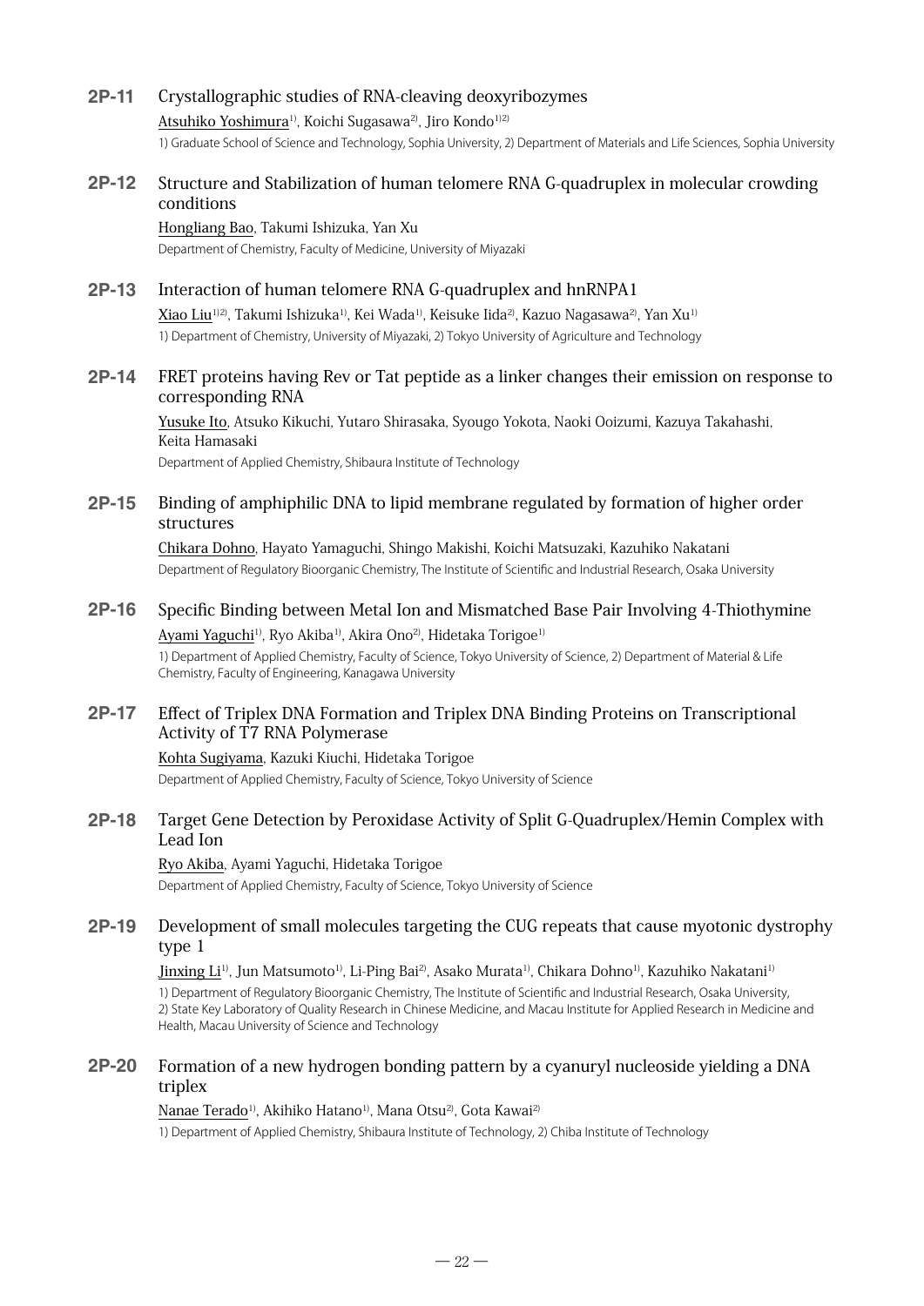**2P-11** Crystallographic studies of RNA-cleaving deoxyribozymes

Atsuhiko Yoshimura[1], Koichi Sugasawa[2], Jiro Kondo[1)2)]

1) Graduate School of Science and Technology, Sophia University, 2) Department of Materials and Life Sciences, Sophia University

**2P-12** Structure and Stabilization of human telomere RNA G-quadruplex in molecular crowding conditions

Hongliang Bao, Takumi Ishizuka, Yan Xu

Department of Chemistry, Faculty of Medicine, University of Miyazaki

**2P-13** Interaction of human telomere RNA G-quadruplex and hnRNPA1

Xiao Liu[1)2)], Takumi Ishizuka[1], Kei Wada[1], Keisuke Iida[2], Kazuo Nagasawa[2], Yan Xu[1]

1) Department of Chemistry, University of Miyazaki, 2) Tokyo University of Agriculture and Technology

**2P-14** FRET proteins having Rev or Tat peptide as a linker changes their emission on response to corresponding RNA

Yusuke Ito, Atsuko Kikuchi, Yutaro Shirasaka, Syougo Yokota, Naoki Ooizumi, Kazuya Takahashi, Keita Hamasaki

Department of Applied Chemistry, Shibaura Institute of Technology

**2P-15** Binding of amphiphilic DNA to lipid membrane regulated by formation of higher order structures

Chikara Dohno, Hayato Yamaguchi, Shingo Makishi, Koichi Matsuzaki, Kazuhiko Nakatani

Department of Regulatory Bioorganic Chemistry, The Institute of Scientific and Industrial Research, Osaka University

**2P-16** Specific Binding between Metal Ion and Mismatched Base Pair Involving 4-Thiothymine

Ayami Yaguchi[1], Ryo Akiba[1], Akira Ono[2], Hidetaka Torigoe[1]

1) Department of Applied Chemistry, Faculty of Science, Tokyo University of Science, 2) Department of Material & Life Chemistry, Faculty of Engineering, Kanagawa University

**2P-17** Effect of Triplex DNA Formation and Triplex DNA Binding Proteins on Transcriptional Activity of T7 RNA Polymerase

Kohta Sugiyama, Kazuki Kiuchi, Hidetaka Torigoe

Department of Applied Chemistry, Faculty of Science, Tokyo University of Science

**2P-18** Target Gene Detection by Peroxidase Activity of Split G-Quadruplex/Hemin Complex with Lead Ion

Ryo Akiba, Ayami Yaguchi, Hidetaka Torigoe

Department of Applied Chemistry, Faculty of Science, Tokyo University of Science

**2P-19** Development of small molecules targeting the CUG repeats that cause myotonic dystrophy type 1

Jinxing Li[1], Jun Matsumoto[1], Li-Ping Bai[2], Asako Murata[1], Chikara Dohno[1], Kazuhiko Nakatani[1]

1) Department of Regulatory Bioorganic Chemistry, The Institute of Scientific and Industrial Research, Osaka University, 2) State Key Laboratory of Quality Research in Chinese Medicine, and Macau Institute for Applied Research in Medicine and Health, Macau University of Science and Technology

**2P-20** Formation of a new hydrogen bonding pattern by a cyanuryl nucleoside yielding a DNA triplex

Nanae Terado[1], Akihiko Hatano[1], Mana Otsu[2], Gota Kawai[2]

1) Department of Applied Chemistry, Shibaura Institute of Technology, 2) Chiba Institute of Technology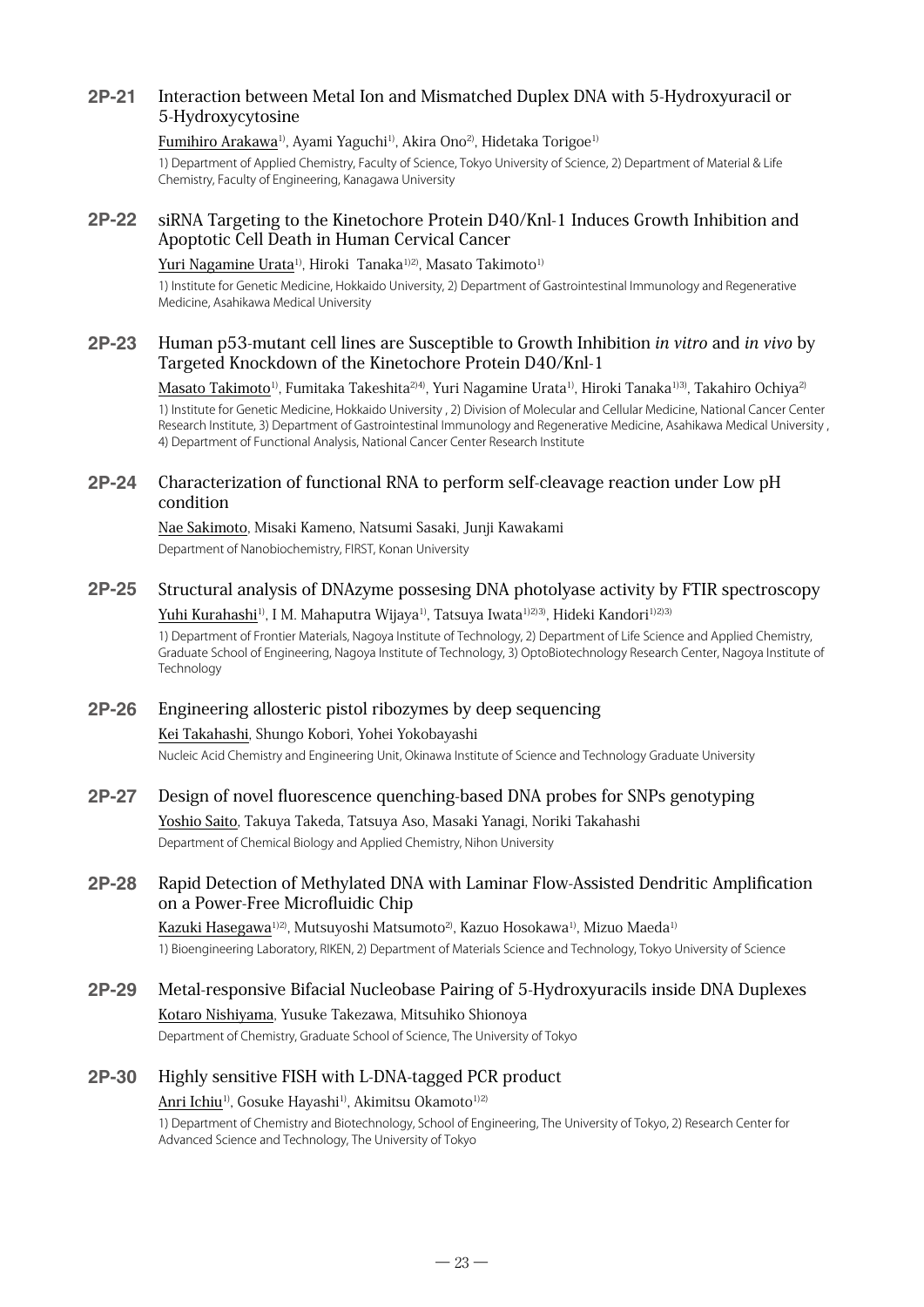**2P-21** Interaction between Metal Ion and Mismatched Duplex DNA with 5-Hydroxyuracil or 5-Hydroxycytosine

Fumihiro Arakawa[1)], Ayami Yaguchi[1)], Akira Ono[2)], Hidetaka Torigoe[1)]

1) Department of Applied Chemistry, Faculty of Science, Tokyo University of Science, 2) Department of Material & Life Chemistry, Faculty of Engineering, Kanagawa University

**2P-22** siRNA Targeting to the Kinetochore Protein D40/Knl-1 Induces Growth Inhibition and Apoptotic Cell Death in Human Cervical Cancer

Yuri Nagamine Urata[1)], Hiroki Tanaka[1)2)], Masato Takimoto[1)]

1) Institute for Genetic Medicine, Hokkaido University, 2) Department of Gastrointestinal Immunology and Regenerative Medicine, Asahikawa Medical University

**2P-23** Human p53-mutant cell lines are Susceptible to Growth Inhibition *in vitro* and *in vivo* by Targeted Knockdown of the Kinetochore Protein D40/Knl-1

Masato Takimoto[1)], Fumitaka Takeshita[2)4)], Yuri Nagamine Urata[1)], Hiroki Tanaka[1)3)], Takahiro Ochiya[2)]

1) Institute for Genetic Medicine, Hokkaido University , 2) Division of Molecular and Cellular Medicine, National Cancer Center Research Institute, 3) Department of Gastrointestinal Immunology and Regenerative Medicine, Asahikawa Medical University , 4) Department of Functional Analysis, National Cancer Center Research Institute

**2P-24** Characterization of functional RNA to perform self-cleavage reaction under Low pH condition

Nae Sakimoto, Misaki Kameno, Natsumi Sasaki, Junji Kawakami

Department of Nanobiochemistry, FIRST, Konan University

**2P-25** Structural analysis of DNAzyme possesing DNA photolyase activity by FTIR spectroscopy

Yuhi Kurahashi[1)], I M. Mahaputra Wijaya[1)], Tatsuya Iwata[1)2)3)], Hideki Kandori[1)2)3)]

1) Department of Frontier Materials, Nagoya Institute of Technology, 2) Department of Life Science and Applied Chemistry, Graduate School of Engineering, Nagoya Institute of Technology, 3) OptoBiotechnology Research Center, Nagoya Institute of Technology

**2P-26** Engineering allosteric pistol ribozymes by deep sequencing

Kei Takahashi, Shungo Kobori, Yohei Yokobayashi

Nucleic Acid Chemistry and Engineering Unit, Okinawa Institute of Science and Technology Graduate University

**2P-27** Design of novel fluorescence quenching-based DNA probes for SNPs genotyping

Yoshio Saito, Takuya Takeda, Tatsuya Aso, Masaki Yanagi, Noriki Takahashi

Department of Chemical Biology and Applied Chemistry, Nihon University

**2P-28** Rapid Detection of Methylated DNA with Laminar Flow-Assisted Dendritic Amplification on a Power-Free Microfluidic Chip

Kazuki Hasegawa[1)2)], Mutsuyoshi Matsumoto[2)], Kazuo Hosokawa[1)], Mizuo Maeda[1)]

1) Bioengineering Laboratory, RIKEN, 2) Department of Materials Science and Technology, Tokyo University of Science

**2P-29** Metal-responsive Bifacial Nucleobase Pairing of 5-Hydroxyuracils inside DNA Duplexes

Kotaro Nishiyama, Yusuke Takezawa, Mitsuhiko Shionoya

Department of Chemistry, Graduate School of Science, The University of Tokyo

**2P-30** Highly sensitive FISH with L-DNA-tagged PCR product

Anri Ichiu[1)], Gosuke Hayashi[1)], Akimitsu Okamoto[1)2)]

1) Department of Chemistry and Biotechnology, School of Engineering, The University of Tokyo, 2) Research Center for Advanced Science and Technology, The University of Tokyo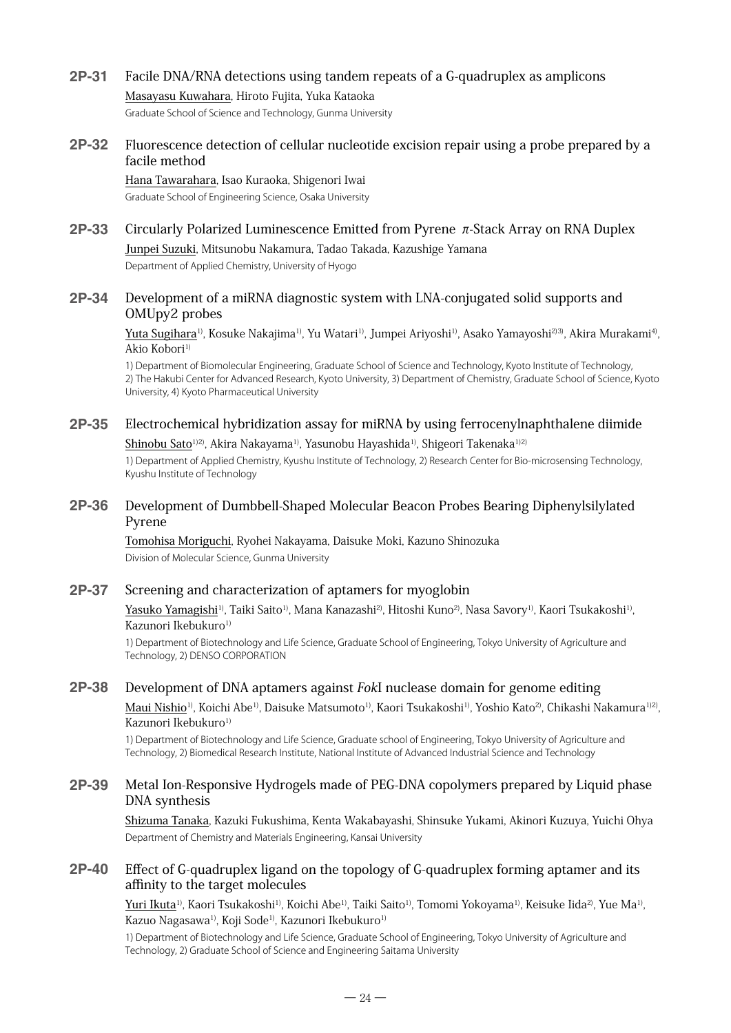**2P-31** Facile DNA/RNA detections using tandem repeats of a G-quadruplex as amplicons

Masayasu Kuwahara, Hiroto Fujita, Yuka Kataoka

Graduate School of Science and Technology, Gunma University

**2P-32** Fluorescence detection of cellular nucleotide excision repair using a probe prepared by a facile method

Hana Tawarahara, Isao Kuraoka, Shigenori Iwai

Graduate School of Engineering Science, Osaka University

**2P-33** Circularly Polarized Luminescence Emitted from Pyrene $\pi$-Stack Array on RNA Duplex

Junpei Suzuki, Mitsunobu Nakamura, Tadao Takada, Kazushige Yamana

Department of Applied Chemistry, University of Hyogo

**2P-34** Development of a miRNA diagnostic system with LNA-conjugated solid supports and OMUpy2 probes

Yuta Sugihara[1], Kosuke Nakajima[1], Yu Watari[1], Jumpei Ariyoshi[1], Asako Yamayoshi[2][3], Akira Murakami[4], Akio Kobori[1]

1) Department of Biomolecular Engineering, Graduate School of Science and Technology, Kyoto Institute of Technology, 2) The Hakubi Center for Advanced Research, Kyoto University, 3) Department of Chemistry, Graduate School of Science, Kyoto University, 4) Kyoto Pharmaceutical University

**2P-35** Electrochemical hybridization assay for miRNA by using ferrocenylnaphthalene diimide

Shinobu Sato[1][2], Akira Nakayama[1], Yasunobu Hayashida[1], Shigeori Takenaka[1][2]

1) Department of Applied Chemistry, Kyushu Institute of Technology, 2) Research Center for Bio-microsensing Technology, Kyushu Institute of Technology

**2P-36** Development of Dumbbell-Shaped Molecular Beacon Probes Bearing Diphenylsilylated Pyrene

Tomohisa Moriguchi, Ryohei Nakayama, Daisuke Moki, Kazuno Shinozuka

Division of Molecular Science, Gunma University

**2P-37** Screening and characterization of aptamers for myoglobin

Yasuko Yamagishi[1], Taiki Saito[1], Mana Kanazashi[2], Hitoshi Kuno[2], Nasa Savory[1], Kaori Tsukakoshi[1], Kazunori Ikebukuro[1]

1) Department of Biotechnology and Life Science, Graduate School of Engineering, Tokyo University of Agriculture and Technology, 2) DENSO CORPORATION

**2P-38** Development of DNA aptamers against *Fok*I nuclease domain for genome editing

Maui Nishio[1], Koichi Abe[1], Daisuke Matsumoto[1], Kaori Tsukakoshi[1], Yoshio Kato[2], Chikashi Nakamura[1][2], Kazunori Ikebukuro[1]

1) Department of Biotechnology and Life Science, Graduate school of Engineering, Tokyo University of Agriculture and Technology, 2) Biomedical Research Institute, National Institute of Advanced Industrial Science and Technology

**2P-39** Metal Ion-Responsive Hydrogels made of PEG-DNA copolymers prepared by Liquid phase DNA synthesis

Shizuma Tanaka, Kazuki Fukushima, Kenta Wakabayashi, Shinsuke Yukami, Akinori Kuzuya, Yuichi Ohya

Department of Chemistry and Materials Engineering, Kansai University

**2P-40** Effect of G-quadruplex ligand on the topology of G-quadruplex forming aptamer and its affinity to the target molecules

Yuri Ikuta[1], Kaori Tsukakoshi[1], Koichi Abe[1], Taiki Saito[1], Tomomi Yokoyama[1], Keisuke Iida[2], Yue Ma[1], Kazuo Nagasawa[1], Koji Sode[1], Kazunori Ikebukuro[1]

1) Department of Biotechnology and Life Science, Graduate School of Engineering, Tokyo University of Agriculture and Technology, 2) Graduate School of Science and Engineering Saitama University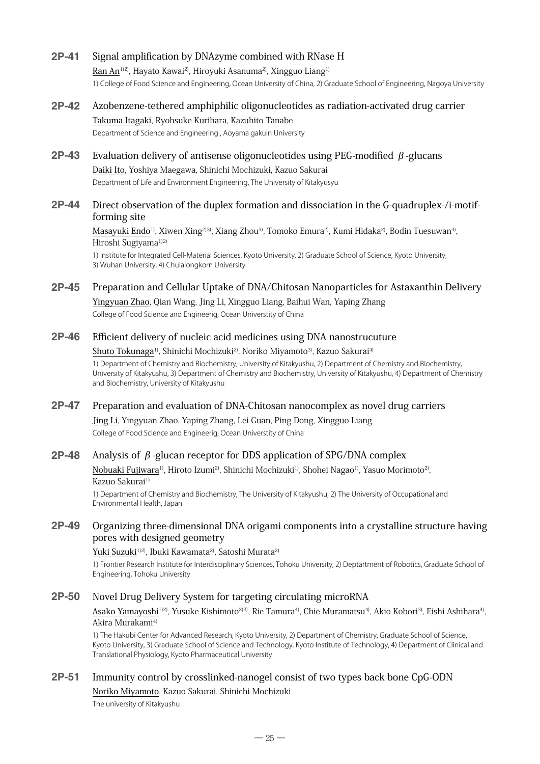**2P-41** Signal amplification by DNAzyme combined with RNase H

Ran An[1)2)], Hayato Kawai[2)], Hiroyuki Asanuma[2)], Xingguo Liang[1)]

1) College of Food Science and Engineering, Ocean University of China, 2) Graduate School of Engineering, Nagoya University

**2P-42** Azobenzene-tethered amphiphilic oligonucleotides as radiation-activated drug carrier

Takuma Itagaki, Ryohsuke Kurihara, Kazuhito Tanabe

Department of Science and Engineering , Aoyama gakuin University

**2P-43** Evaluation delivery of antisense oligonucleotides using PEG-modified $\beta$-glucans

Daiki Ito, Yoshiya Maegawa, Shinichi Mochizuki, Kazuo Sakurai

Department of Life and Environment Engineering, The University of Kitakyusyu

**2P-44** Direct observation of the duplex formation and dissociation in the G-quadruplex-/i-motif-forming site

Masayuki Endo[1)], Xiwen Xing[2)3)], Xiang Zhou[3)], Tomoko Emura[2)], Kumi Hidaka[2)], Bodin Tuesuwan[4)], Hiroshi Sugiyama[1)2)]

1) Institute for Integrated Cell-Material Sciences, Kyoto University, 2) Graduate School of Science, Kyoto University, 3) Wuhan University, 4) Chulalongkorn University

**2P-45** Preparation and Cellular Uptake of DNA/Chitosan Nanoparticles for Astaxanthin Delivery

Yingyuan Zhao, Qian Wang, Jing Li, Xingguo Liang, Baihui Wan, Yaping Zhang

College of Food Science and Engineerig, Ocean Universtity of China

**2P-46** Efficient delivery of nucleic acid medicines using DNA nanostrucuture

Shuto Tokunaga[1)], Shinichi Mochizuki[2)], Noriko Miyamoto[3)], Kazuo Sakurai[4)]

1) Department of Chemistry and Biochemistry, University of Kitakyushu, 2) Department of Chemistry and Biochemistry, University of Kitakyushu, 3) Department of Chemistry and Biochemistry, University of Kitakyushu, 4) Department of Chemistry and Biochemistry, University of Kitakyushu

**2P-47** Preparation and evaluation of DNA-Chitosan nanocomplex as novel drug carriers

Jing Li, Yingyuan Zhao, Yaping Zhang, Lei Guan, Ping Dong, Xingguo Liang

College of Food Science and Engineerig, Ocean Universtity of China

**2P-48** Analysis of $\beta$-glucan receptor for DDS application of SPG/DNA complex

Nobuaki Fujiwara[1)], Hiroto Izumi[2)], Shinichi Mochizuki[1)], Shohei Nagao[1)], Yasuo Morimoto[2)], Kazuo Sakurai[1)]

1) Department of Chemistry and Biochemistry, The University of Kitakyushu, 2) The University of Occupational and Environmental Health, Japan

**2P-49** Organizing three-dimensional DNA origami components into a crystalline structure having pores with designed geometry

Yuki Suzuki[1)2)], Ibuki Kawamata[2)], Satoshi Murata[2)]

1) Frontier Research Institute for Interdisciplinary Sciences, Tohoku University, 2) Deptartment of Robotics, Graduate School of Engineering, Tohoku University

**2P-50** Novel Drug Delivery System for targeting circulating microRNA

Asako Yamayoshi[1)2)], Yusuke Kishimoto[2)3)], Rie Tamura[4)], Chie Muramatsu[4)], Akio Kobori[3)], Eishi Ashihara[4)], Akira Murakami[4)]

1) The Hakubi Center for Advanced Research, Kyoto University, 2) Department of Chemistry, Graduate School of Science, Kyoto University, 3) Graduate School of Science and Technology, Kyoto Institute of Technology, 4) Department of Clinical and Translational Physiology, Kyoto Pharmaceutical University

**2P-51** Immunity control by crosslinked-nanogel consist of two types back bone CpG-ODN

Noriko Miyamoto, Kazuo Sakurai, Shinichi Mochizuki

The university of Kitakyushu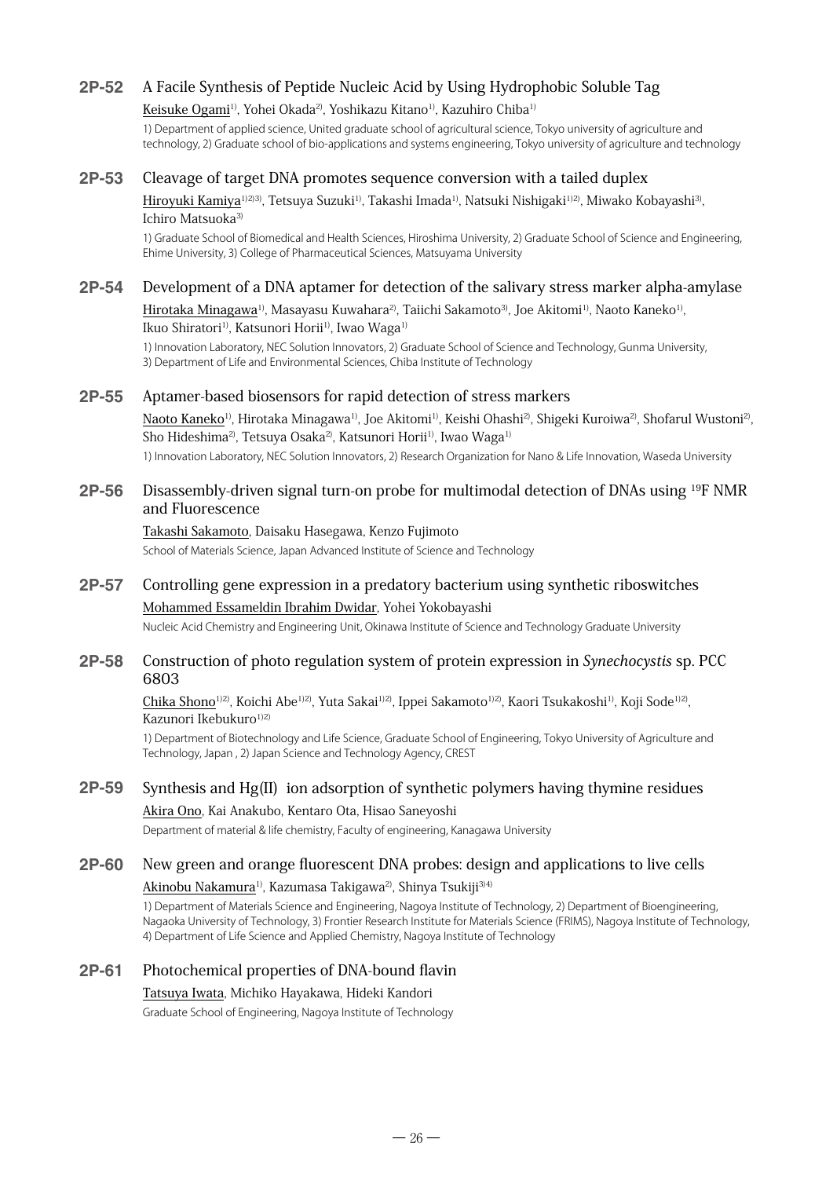**2P-52** A Facile Synthesis of Peptide Nucleic Acid by Using Hydrophobic Soluble Tag

Keisuke Ogami[1], Yohei Okada[2], Yoshikazu Kitano[1], Kazuhiro Chiba[1]

1) Department of applied science, United graduate school of agricultural science, Tokyo university of agriculture and technology, 2) Graduate school of bio-applications and systems engineering, Tokyo university of agriculture and technology

**2P-53** Cleavage of target DNA promotes sequence conversion with a tailed duplex

Hiroyuki Kamiya[1)2)3)], Tetsuya Suzuki[1], Takashi Imada[1], Natsuki Nishigaki[1)2)], Miwako Kobayashi[3], Ichiro Matsuoka[3]

1) Graduate School of Biomedical and Health Sciences, Hiroshima University, 2) Graduate School of Science and Engineering, Ehime University, 3) College of Pharmaceutical Sciences, Matsuyama University

**2P-54** Development of a DNA aptamer for detection of the salivary stress marker alpha-amylase

Hirotaka Minagawa[1], Masayasu Kuwahara[2], Taiichi Sakamoto[3], Joe Akitomi[1], Naoto Kaneko[1], Ikuo Shiratori[1], Katsunori Horii[1], Iwao Waga[1]

1) Innovation Laboratory, NEC Solution Innovators, 2) Graduate School of Science and Technology, Gunma University, 3) Department of Life and Environmental Sciences, Chiba Institute of Technology

**2P-55** Aptamer-based biosensors for rapid detection of stress markers

Naoto Kaneko[1], Hirotaka Minagawa[1], Joe Akitomi[1], Keishi Ohashi[2], Shigeki Kuroiwa[2], Shofarul Wustoni[2], Sho Hideshima[2], Tetsuya Osaka[2], Katsunori Horii[1], Iwao Waga[1]

1) Innovation Laboratory, NEC Solution Innovators, 2) Research Organization for Nano & Life Innovation, Waseda University

**2P-56** Disassembly-driven signal turn-on probe for multimodal detection of DNAs using $^{19}$F NMR and Fluorescence

Takashi Sakamoto, Daisaku Hasegawa, Kenzo Fujimoto

School of Materials Science, Japan Advanced Institute of Science and Technology

**2P-57** Controlling gene expression in a predatory bacterium using synthetic riboswitches

Mohammed Essameldin Ibrahim Dwidar, Yohei Yokobayashi

Nucleic Acid Chemistry and Engineering Unit, Okinawa Institute of Science and Technology Graduate University

**2P-58** Construction of photo regulation system of protein expression in *Synechocystis* sp. PCC 6803

Chika Shono[1)2)], Koichi Abe[1)2)], Yuta Sakai[1)2)], Ippei Sakamoto[1)2)], Kaori Tsukakoshi[1], Koji Sode[1)2)], Kazunori Ikebukuro[1)2)]

1) Department of Biotechnology and Life Science, Graduate School of Engineering, Tokyo University of Agriculture and Technology, Japan , 2) Japan Science and Technology Agency, CREST

**2P-59** Synthesis and Hg(II) ion adsorption of synthetic polymers having thymine residues

Akira Ono, Kai Anakubo, Kentaro Ota, Hisao Saneyoshi

Department of material & life chemistry, Faculty of engineering, Kanagawa University

**2P-60** New green and orange fluorescent DNA probes: design and applications to live cells

Akinobu Nakamura[1], Kazumasa Takigawa[2], Shinya Tsukiji[3)4)]

1) Department of Materials Science and Engineering, Nagoya Institute of Technology, 2) Department of Bioengineering, Nagaoka University of Technology, 3) Frontier Research Institute for Materials Science (FRIMS), Nagoya Institute of Technology, 4) Department of Life Science and Applied Chemistry, Nagoya Institute of Technology

**2P-61** Photochemical properties of DNA-bound flavin

Tatsuya Iwata, Michiko Hayakawa, Hideki Kandori

Graduate School of Engineering, Nagoya Institute of Technology